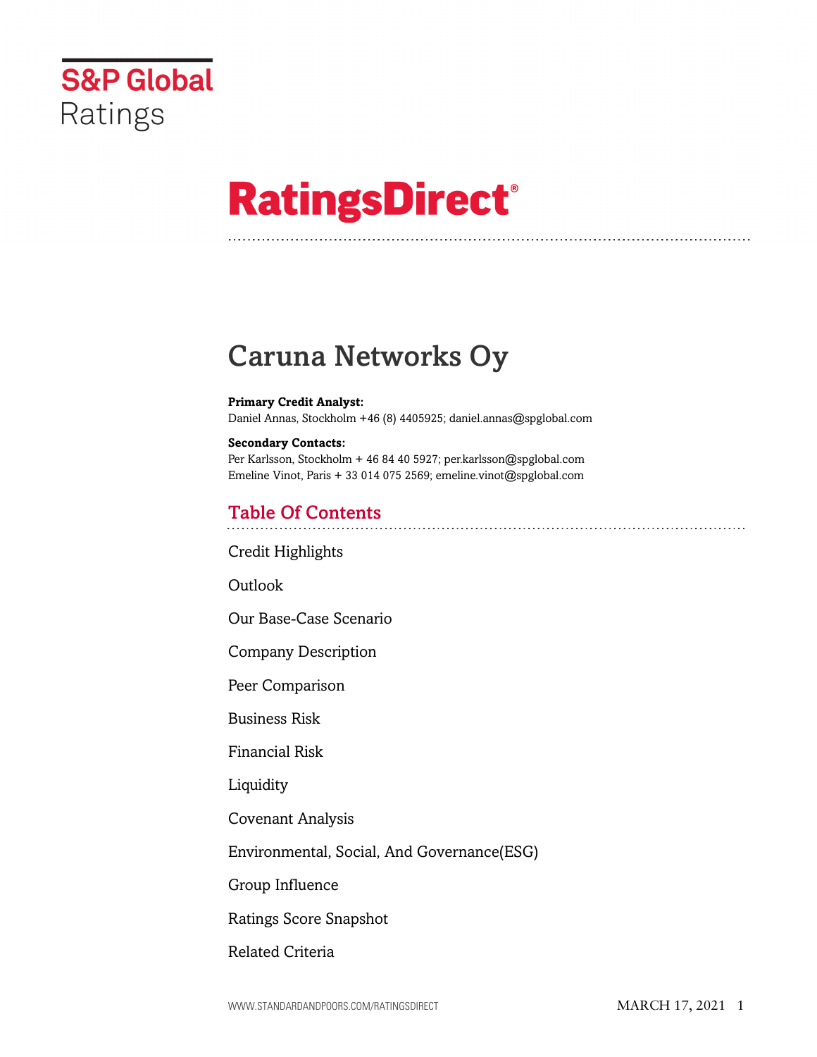S&P Global Ratings

# RatingsDirect®

# Caruna Networks Oy

**Primary Credit Analyst:**
Daniel Annas, Stockholm +46 (8) 4405925; daniel.annas@spglobal.com

**Secondary Contacts:**
Per Karlsson, Stockholm + 46 84 40 5927; per.karlsson@spglobal.com
Emeline Vinot, Paris + 33 014 075 2569; emeline.vinot@spglobal.com

## Table Of Contents

Credit Highlights

Outlook

Our Base-Case Scenario

Company Description

Peer Comparison

Business Risk

Financial Risk

Liquidity

Covenant Analysis

Environmental, Social, And Governance(ESG)

Group Influence

Ratings Score Snapshot

Related Criteria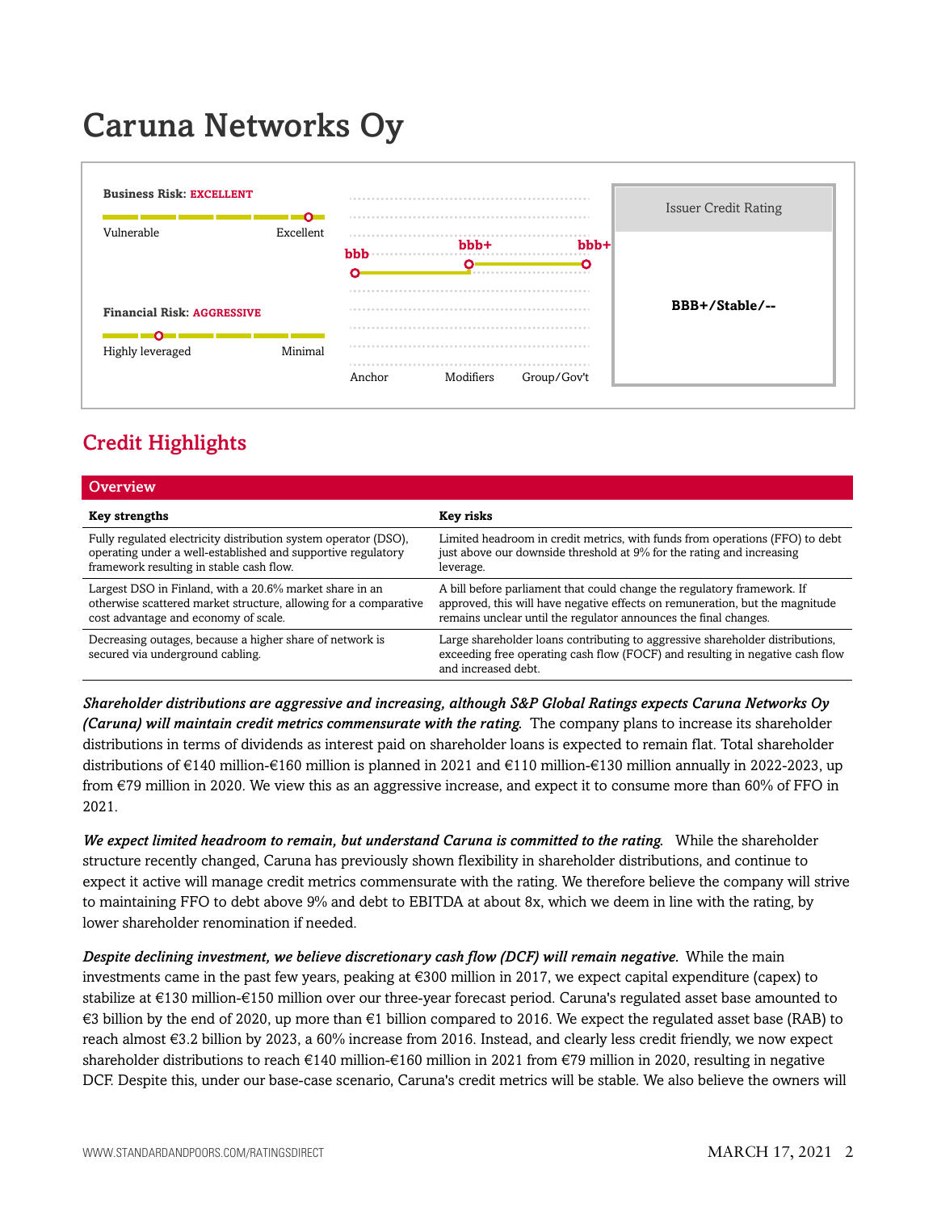# Caruna Networks Oy

**Business Risk:** EXCELLENT

Vulnerable — Excellent

**Financial Risk:** AGGRESSIVE

Highly leveraged — Minimal

| Anchor | Modifiers | Group/Gov't |
|---|---|---|
| bbb | bbb+ | bbb+ |

| Issuer Credit Rating |
|---|
| **BBB+/Stable/--** |

## Credit Highlights

| Overview | |
|---|---|
| **Key strengths** | **Key risks** |
| Fully regulated electricity distribution system operator (DSO), operating under a well-established and supportive regulatory framework resulting in stable cash flow. | Limited headroom in credit metrics, with funds from operations (FFO) to debt just above our downside threshold at 9% for the rating and increasing leverage. |
| Largest DSO in Finland, with a 20.6% market share in an otherwise scattered market structure, allowing for a comparative cost advantage and economy of scale. | A bill before parliament that could change the regulatory framework. If approved, this will have negative effects on remuneration, but the magnitude remains unclear until the regulator announces the final changes. |
| Decreasing outages, because a higher share of network is secured via underground cabling. | Large shareholder loans contributing to aggressive shareholder distributions, exceeding free operating cash flow (FOCF) and resulting in negative cash flow and increased debt. |

***Shareholder distributions are aggressive and increasing, although S&P Global Ratings expects Caruna Networks Oy (Caruna) will maintain credit metrics commensurate with the rating.*** The company plans to increase its shareholder distributions in terms of dividends as interest paid on shareholder loans is expected to remain flat. Total shareholder distributions of €140 million-€160 million is planned in 2021 and €110 million-€130 million annually in 2022-2023, up from €79 million in 2020. We view this as an aggressive increase, and expect it to consume more than 60% of FFO in 2021.

***We expect limited headroom to remain, but understand Caruna is committed to the rating.*** While the shareholder structure recently changed, Caruna has previously shown flexibility in shareholder distributions, and continue to expect it active will manage credit metrics commensurate with the rating. We therefore believe the company will strive to maintaining FFO to debt above 9% and debt to EBITDA at about 8x, which we deem in line with the rating, by lower shareholder renomination if needed.

***Despite declining investment, we believe discretionary cash flow (DCF) will remain negative.*** While the main investments came in the past few years, peaking at €300 million in 2017, we expect capital expenditure (capex) to stabilize at €130 million-€150 million over our three-year forecast period. Caruna's regulated asset base amounted to €3 billion by the end of 2020, up more than €1 billion compared to 2016. We expect the regulated asset base (RAB) to reach almost €3.2 billion by 2023, a 60% increase from 2016. Instead, and clearly less credit friendly, we now expect shareholder distributions to reach €140 million-€160 million in 2021 from €79 million in 2020, resulting in negative DCF. Despite this, under our base-case scenario, Caruna's credit metrics will be stable. We also believe the owners will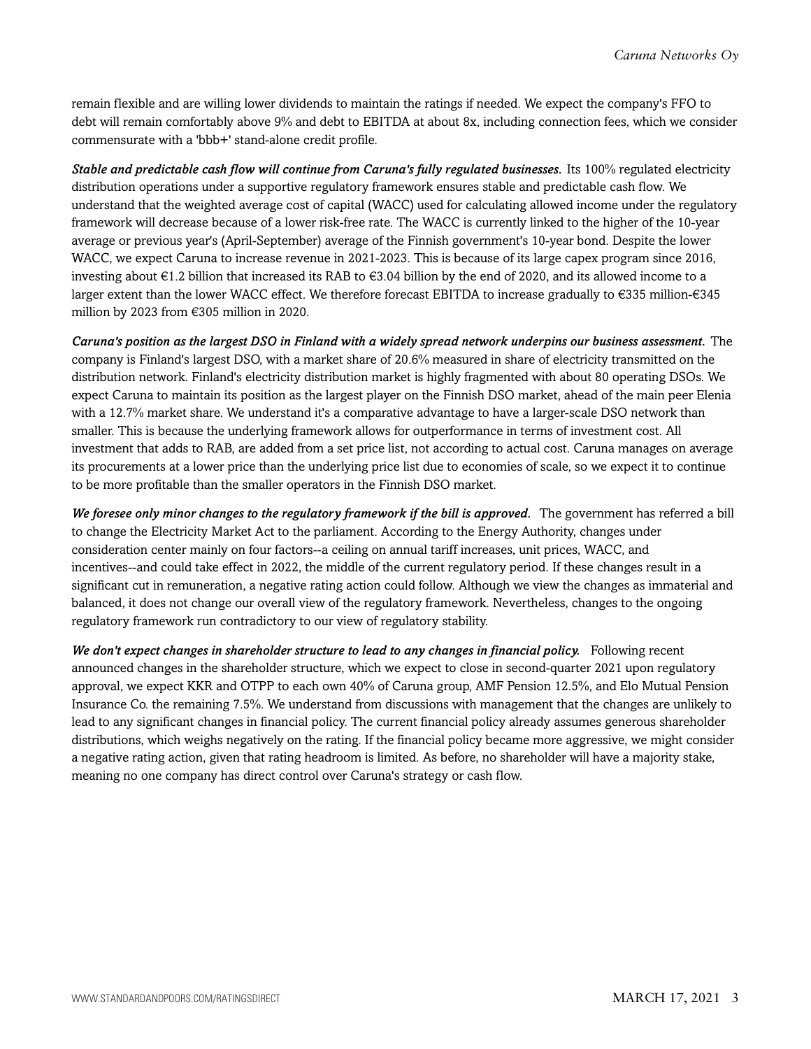remain flexible and are willing lower dividends to maintain the ratings if needed. We expect the company's FFO to debt will remain comfortably above 9% and debt to EBITDA at about 8x, including connection fees, which we consider commensurate with a 'bbb+' stand-alone credit profile.

***Stable and predictable cash flow will continue from Caruna's fully regulated businesses.*** Its 100% regulated electricity distribution operations under a supportive regulatory framework ensures stable and predictable cash flow. We understand that the weighted average cost of capital (WACC) used for calculating allowed income under the regulatory framework will decrease because of a lower risk-free rate. The WACC is currently linked to the higher of the 10-year average or previous year's (April-September) average of the Finnish government's 10-year bond. Despite the lower WACC, we expect Caruna to increase revenue in 2021-2023. This is because of its large capex program since 2016, investing about €1.2 billion that increased its RAB to €3.04 billion by the end of 2020, and its allowed income to a larger extent than the lower WACC effect. We therefore forecast EBITDA to increase gradually to €335 million-€345 million by 2023 from €305 million in 2020.

***Caruna's position as the largest DSO in Finland with a widely spread network underpins our business assessment.*** The company is Finland's largest DSO, with a market share of 20.6% measured in share of electricity transmitted on the distribution network. Finland's electricity distribution market is highly fragmented with about 80 operating DSOs. We expect Caruna to maintain its position as the largest player on the Finnish DSO market, ahead of the main peer Elenia with a 12.7% market share. We understand it's a comparative advantage to have a larger-scale DSO network than smaller. This is because the underlying framework allows for outperformance in terms of investment cost. All investment that adds to RAB, are added from a set price list, not according to actual cost. Caruna manages on average its procurements at a lower price than the underlying price list due to economies of scale, so we expect it to continue to be more profitable than the smaller operators in the Finnish DSO market.

***We foresee only minor changes to the regulatory framework if the bill is approved.*** The government has referred a bill to change the Electricity Market Act to the parliament. According to the Energy Authority, changes under consideration center mainly on four factors--a ceiling on annual tariff increases, unit prices, WACC, and incentives--and could take effect in 2022, the middle of the current regulatory period. If these changes result in a significant cut in remuneration, a negative rating action could follow. Although we view the changes as immaterial and balanced, it does not change our overall view of the regulatory framework. Nevertheless, changes to the ongoing regulatory framework run contradictory to our view of regulatory stability.

***We don't expect changes in shareholder structure to lead to any changes in financial policy.*** Following recent announced changes in the shareholder structure, which we expect to close in second-quarter 2021 upon regulatory approval, we expect KKR and OTPP to each own 40% of Caruna group, AMF Pension 12.5%, and Elo Mutual Pension Insurance Co. the remaining 7.5%. We understand from discussions with management that the changes are unlikely to lead to any significant changes in financial policy. The current financial policy already assumes generous shareholder distributions, which weighs negatively on the rating. If the financial policy became more aggressive, we might consider a negative rating action, given that rating headroom is limited. As before, no shareholder will have a majority stake, meaning no one company has direct control over Caruna's strategy or cash flow.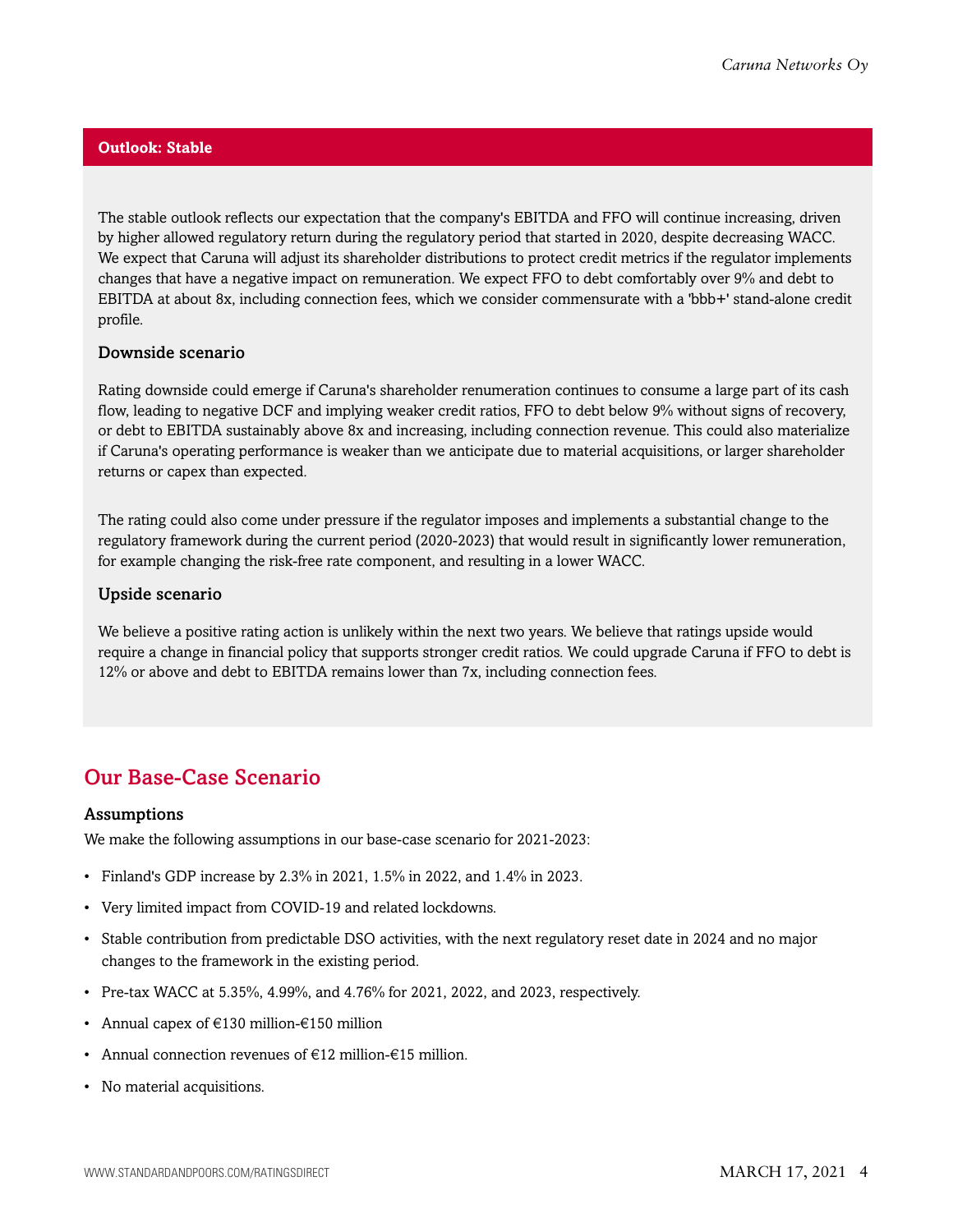## Outlook: Stable

The stable outlook reflects our expectation that the company's EBITDA and FFO will continue increasing, driven by higher allowed regulatory return during the regulatory period that started in 2020, despite decreasing WACC. We expect that Caruna will adjust its shareholder distributions to protect credit metrics if the regulator implements changes that have a negative impact on remuneration. We expect FFO to debt comfortably over 9% and debt to EBITDA at about 8x, including connection fees, which we consider commensurate with a 'bbb+' stand-alone credit profile.

### Downside scenario

Rating downside could emerge if Caruna's shareholder renumeration continues to consume a large part of its cash flow, leading to negative DCF and implying weaker credit ratios, FFO to debt below 9% without signs of recovery, or debt to EBITDA sustainably above 8x and increasing, including connection revenue. This could also materialize if Caruna's operating performance is weaker than we anticipate due to material acquisitions, or larger shareholder returns or capex than expected.

The rating could also come under pressure if the regulator imposes and implements a substantial change to the regulatory framework during the current period (2020-2023) that would result in significantly lower remuneration, for example changing the risk-free rate component, and resulting in a lower WACC.

### Upside scenario

We believe a positive rating action is unlikely within the next two years. We believe that ratings upside would require a change in financial policy that supports stronger credit ratios. We could upgrade Caruna if FFO to debt is 12% or above and debt to EBITDA remains lower than 7x, including connection fees.

## Our Base-Case Scenario

### Assumptions

We make the following assumptions in our base-case scenario for 2021-2023:

- Finland's GDP increase by 2.3% in 2021, 1.5% in 2022, and 1.4% in 2023.
- Very limited impact from COVID-19 and related lockdowns.
- Stable contribution from predictable DSO activities, with the next regulatory reset date in 2024 and no major changes to the framework in the existing period.
- Pre-tax WACC at 5.35%, 4.99%, and 4.76% for 2021, 2022, and 2023, respectively.
- Annual capex of €130 million-€150 million
- Annual connection revenues of €12 million-€15 million.
- No material acquisitions.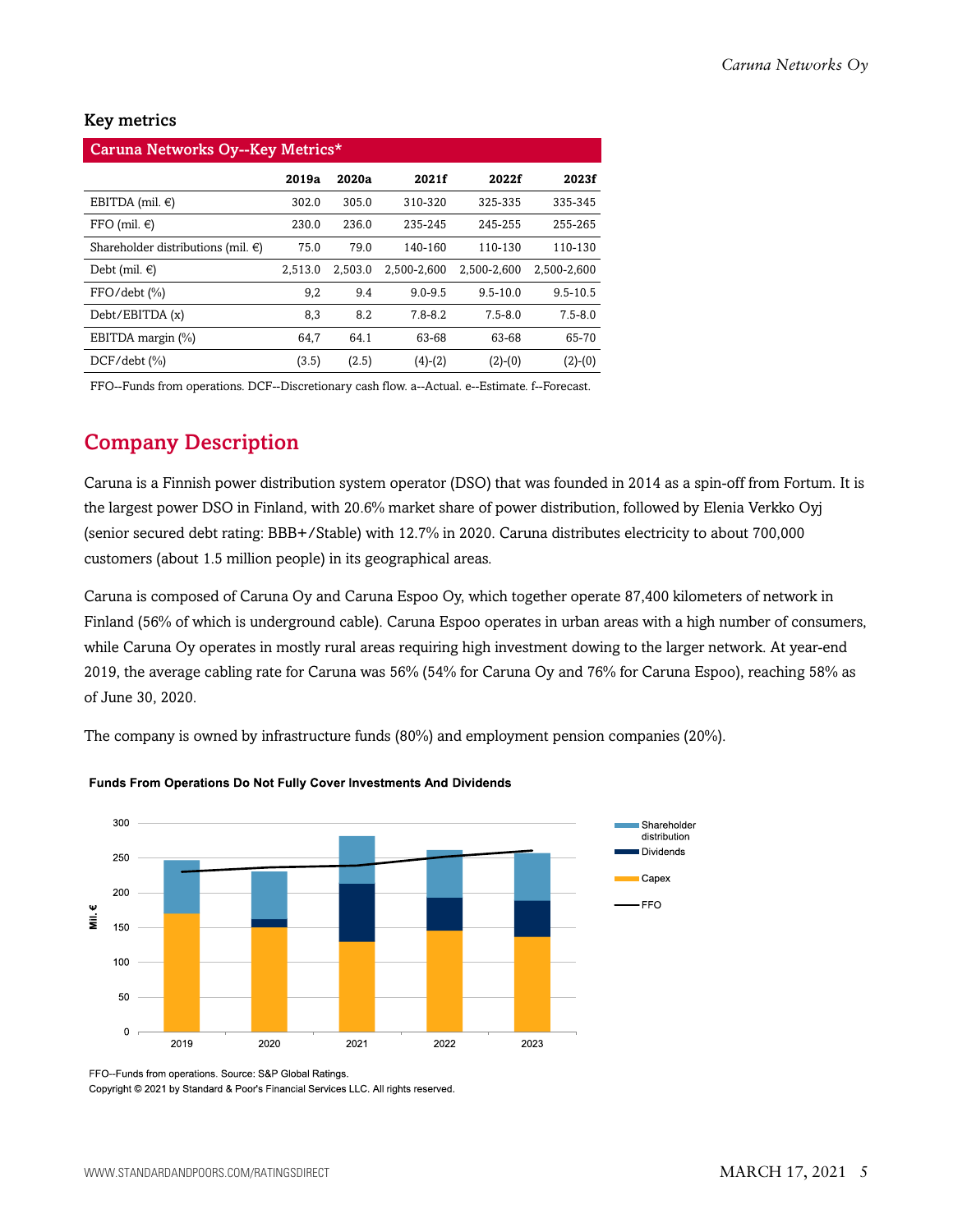### Key metrics

| Caruna Networks Oy--Key Metrics* | | | | | |
|---|---|---|---|---|---|
| | **2019a** | **2020a** | **2021f** | **2022f** | **2023f** |
| EBITDA (mil. €) | 302.0 | 305.0 | 310-320 | 325-335 | 335-345 |
| FFO (mil. €) | 230.0 | 236.0 | 235-245 | 245-255 | 255-265 |
| Shareholder distributions (mil. €) | 75.0 | 79.0 | 140-160 | 110-130 | 110-130 |
| Debt (mil. €) | 2,513.0 | 2,503.0 | 2,500-2,600 | 2,500-2,600 | 2,500-2,600 |
| FFO/debt (%) | 9,2 | 9.4 | 9.0-9.5 | 9.5-10.0 | 9.5-10.5 |
| Debt/EBITDA (x) | 8,3 | 8.2 | 7.8-8.2 | 7.5-8.0 | 7.5-8.0 |
| EBITDA margin (%) | 64,7 | 64.1 | 63-68 | 63-68 | 65-70 |
| DCF/debt (%) | (3.5) | (2.5) | (4)-(2) | (2)-(0) | (2)-(0) |

FFO--Funds from operations. DCF--Discretionary cash flow. a--Actual. e--Estimate. f--Forecast.

## Company Description

Caruna is a Finnish power distribution system operator (DSO) that was founded in 2014 as a spin-off from Fortum. It is the largest power DSO in Finland, with 20.6% market share of power distribution, followed by Elenia Verkko Oyj (senior secured debt rating: BBB+/Stable) with 12.7% in 2020. Caruna distributes electricity to about 700,000 customers (about 1.5 million people) in its geographical areas.

Caruna is composed of Caruna Oy and Caruna Espoo Oy, which together operate 87,400 kilometers of network in Finland (56% of which is underground cable). Caruna Espoo operates in urban areas with a high number of consumers, while Caruna Oy operates in mostly rural areas requiring high investment dowing to the larger network. At year-end 2019, the average cabling rate for Caruna was 56% (54% for Caruna Oy and 76% for Caruna Espoo), reaching 58% as of June 30, 2020.

The company is owned by infrastructure funds (80%) and employment pension companies (20%).

**Funds From Operations Do Not Fully Cover Investments And Dividends**

FFO--Funds from operations. Source: S&P Global Ratings.

Copyright © 2021 by Standard & Poor's Financial Services LLC. All rights reserved.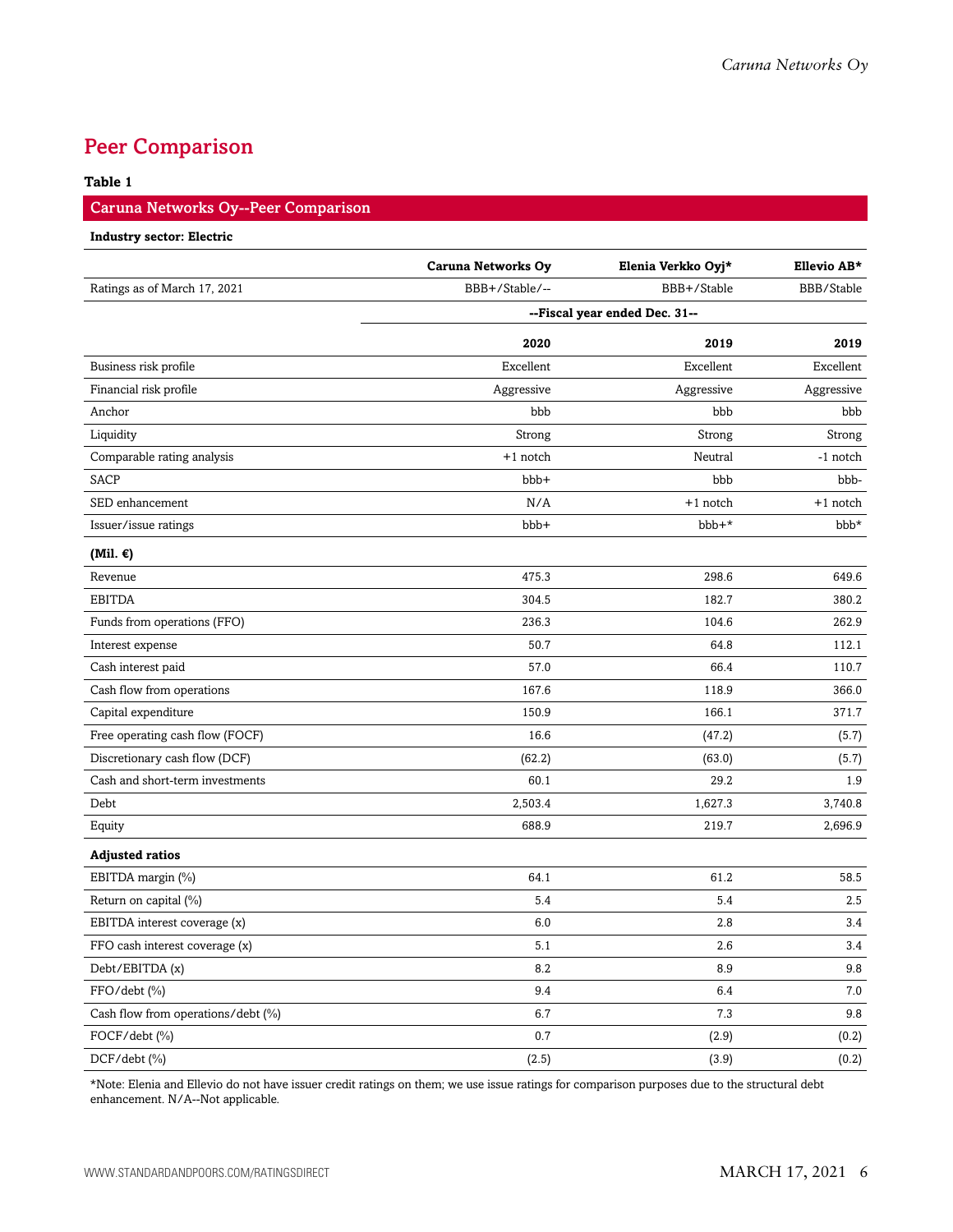## Peer Comparison

**Table 1**

**Caruna Networks Oy--Peer Comparison**

**Industry sector: Electric**

| | Caruna Networks Oy | Elenia Verkko Oyj* | Ellevio AB* |
|---|---|---|---|
| Ratings as of March 17, 2021 | BBB+/Stable/-- | BBB+/Stable | BBB/Stable |
| | --Fiscal year ended Dec. 31-- | | |
| | **2020** | **2019** | **2019** |
| Business risk profile | Excellent | Excellent | Excellent |
| Financial risk profile | Aggressive | Aggressive | Aggressive |
| Anchor | bbb | bbb | bbb |
| Liquidity | Strong | Strong | Strong |
| Comparable rating analysis | +1 notch | Neutral | -1 notch |
| SACP | bbb+ | bbb | bbb- |
| SED enhancement | N/A | +1 notch | +1 notch |
| Issuer/issue ratings | bbb+ | bbb+* | bbb* |
| **(Mil. €)** | | | |
| Revenue | 475.3 | 298.6 | 649.6 |
| EBITDA | 304.5 | 182.7 | 380.2 |
| Funds from operations (FFO) | 236.3 | 104.6 | 262.9 |
| Interest expense | 50.7 | 64.8 | 112.1 |
| Cash interest paid | 57.0 | 66.4 | 110.7 |
| Cash flow from operations | 167.6 | 118.9 | 366.0 |
| Capital expenditure | 150.9 | 166.1 | 371.7 |
| Free operating cash flow (FOCF) | 16.6 | (47.2) | (5.7) |
| Discretionary cash flow (DCF) | (62.2) | (63.0) | (5.7) |
| Cash and short-term investments | 60.1 | 29.2 | 1.9 |
| Debt | 2,503.4 | 1,627.3 | 3,740.8 |
| Equity | 688.9 | 219.7 | 2,696.9 |
| **Adjusted ratios** | | | |
| EBITDA margin (%) | 64.1 | 61.2 | 58.5 |
| Return on capital (%) | 5.4 | 5.4 | 2.5 |
| EBITDA interest coverage (x) | 6.0 | 2.8 | 3.4 |
| FFO cash interest coverage (x) | 5.1 | 2.6 | 3.4 |
| Debt/EBITDA (x) | 8.2 | 8.9 | 9.8 |
| FFO/debt (%) | 9.4 | 6.4 | 7.0 |
| Cash flow from operations/debt (%) | 6.7 | 7.3 | 9.8 |
| FOCF/debt (%) | 0.7 | (2.9) | (0.2) |
| DCF/debt (%) | (2.5) | (3.9) | (0.2) |

*Note: Elenia and Ellevio do not have issuer credit ratings on them; we use issue ratings for comparison purposes due to the structural debt enhancement. N/A--Not applicable.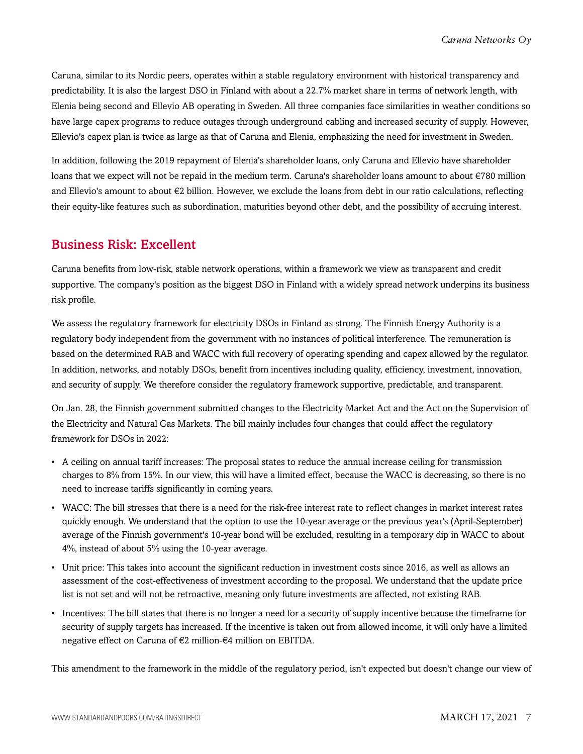Caruna, similar to its Nordic peers, operates within a stable regulatory environment with historical transparency and predictability. It is also the largest DSO in Finland with about a 22.7% market share in terms of network length, with Elenia being second and Ellevio AB operating in Sweden. All three companies face similarities in weather conditions so have large capex programs to reduce outages through underground cabling and increased security of supply. However, Ellevio's capex plan is twice as large as that of Caruna and Elenia, emphasizing the need for investment in Sweden.

In addition, following the 2019 repayment of Elenia's shareholder loans, only Caruna and Ellevio have shareholder loans that we expect will not be repaid in the medium term. Caruna's shareholder loans amount to about €780 million and Ellevio's amount to about €2 billion. However, we exclude the loans from debt in our ratio calculations, reflecting their equity-like features such as subordination, maturities beyond other debt, and the possibility of accruing interest.

## Business Risk: Excellent

Caruna benefits from low-risk, stable network operations, within a framework we view as transparent and credit supportive. The company's position as the biggest DSO in Finland with a widely spread network underpins its business risk profile.

We assess the regulatory framework for electricity DSOs in Finland as strong. The Finnish Energy Authority is a regulatory body independent from the government with no instances of political interference. The remuneration is based on the determined RAB and WACC with full recovery of operating spending and capex allowed by the regulator. In addition, networks, and notably DSOs, benefit from incentives including quality, efficiency, investment, innovation, and security of supply. We therefore consider the regulatory framework supportive, predictable, and transparent.

On Jan. 28, the Finnish government submitted changes to the Electricity Market Act and the Act on the Supervision of the Electricity and Natural Gas Markets. The bill mainly includes four changes that could affect the regulatory framework for DSOs in 2022:

- A ceiling on annual tariff increases: The proposal states to reduce the annual increase ceiling for transmission charges to 8% from 15%. In our view, this will have a limited effect, because the WACC is decreasing, so there is no need to increase tariffs significantly in coming years.
- WACC: The bill stresses that there is a need for the risk-free interest rate to reflect changes in market interest rates quickly enough. We understand that the option to use the 10-year average or the previous year's (April-September) average of the Finnish government's 10-year bond will be excluded, resulting in a temporary dip in WACC to about 4%, instead of about 5% using the 10-year average.
- Unit price: This takes into account the significant reduction in investment costs since 2016, as well as allows an assessment of the cost-effectiveness of investment according to the proposal. We understand that the update price list is not set and will not be retroactive, meaning only future investments are affected, not existing RAB.
- Incentives: The bill states that there is no longer a need for a security of supply incentive because the timeframe for security of supply targets has increased. If the incentive is taken out from allowed income, it will only have a limited negative effect on Caruna of €2 million-€4 million on EBITDA.

This amendment to the framework in the middle of the regulatory period, isn't expected but doesn't change our view of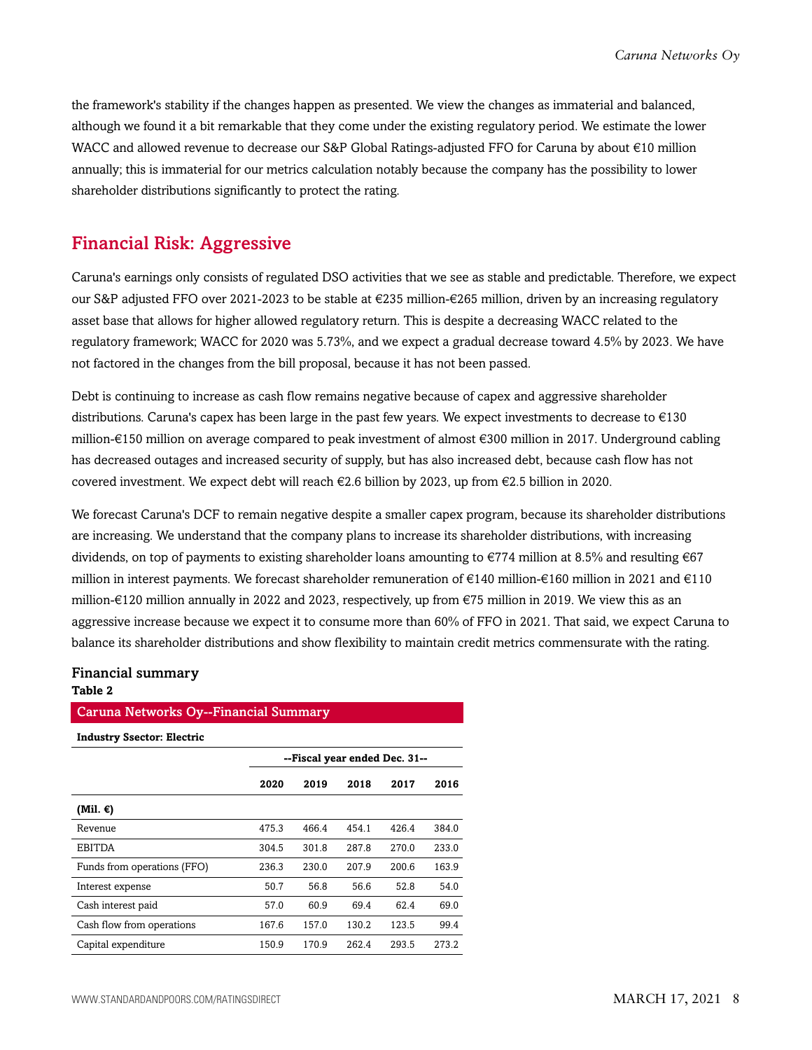the framework's stability if the changes happen as presented. We view the changes as immaterial and balanced, although we found it a bit remarkable that they come under the existing regulatory period. We estimate the lower WACC and allowed revenue to decrease our S&P Global Ratings-adjusted FFO for Caruna by about €10 million annually; this is immaterial for our metrics calculation notably because the company has the possibility to lower shareholder distributions significantly to protect the rating.

## Financial Risk: Aggressive

Caruna's earnings only consists of regulated DSO activities that we see as stable and predictable. Therefore, we expect our S&P adjusted FFO over 2021-2023 to be stable at €235 million-€265 million, driven by an increasing regulatory asset base that allows for higher allowed regulatory return. This is despite a decreasing WACC related to the regulatory framework; WACC for 2020 was 5.73%, and we expect a gradual decrease toward 4.5% by 2023. We have not factored in the changes from the bill proposal, because it has not been passed.

Debt is continuing to increase as cash flow remains negative because of capex and aggressive shareholder distributions. Caruna's capex has been large in the past few years. We expect investments to decrease to €130 million-€150 million on average compared to peak investment of almost €300 million in 2017. Underground cabling has decreased outages and increased security of supply, but has also increased debt, because cash flow has not covered investment. We expect debt will reach €2.6 billion by 2023, up from €2.5 billion in 2020.

We forecast Caruna's DCF to remain negative despite a smaller capex program, because its shareholder distributions are increasing. We understand that the company plans to increase its shareholder distributions, with increasing dividends, on top of payments to existing shareholder loans amounting to €774 million at 8.5% and resulting €67 million in interest payments. We forecast shareholder remuneration of €140 million-€160 million in 2021 and €110 million-€120 million annually in 2022 and 2023, respectively, up from €75 million in 2019. We view this as an aggressive increase because we expect it to consume more than 60% of FFO in 2021. That said, we expect Caruna to balance its shareholder distributions and show flexibility to maintain credit metrics commensurate with the rating.

### Financial summary

**Table 2**

**Caruna Networks Oy--Financial Summary**

**Industry Ssector: Electric**

| | --Fiscal year ended Dec. 31-- | | | | |
|---|---|---|---|---|---|
| | **2020** | **2019** | **2018** | **2017** | **2016** |
| **(Mil. €)** | | | | | |
| Revenue | 475.3 | 466.4 | 454.1 | 426.4 | 384.0 |
| EBITDA | 304.5 | 301.8 | 287.8 | 270.0 | 233.0 |
| Funds from operations (FFO) | 236.3 | 230.0 | 207.9 | 200.6 | 163.9 |
| Interest expense | 50.7 | 56.8 | 56.6 | 52.8 | 54.0 |
| Cash interest paid | 57.0 | 60.9 | 69.4 | 62.4 | 69.0 |
| Cash flow from operations | 167.6 | 157.0 | 130.2 | 123.5 | 99.4 |
| Capital expenditure | 150.9 | 170.9 | 262.4 | 293.5 | 273.2 |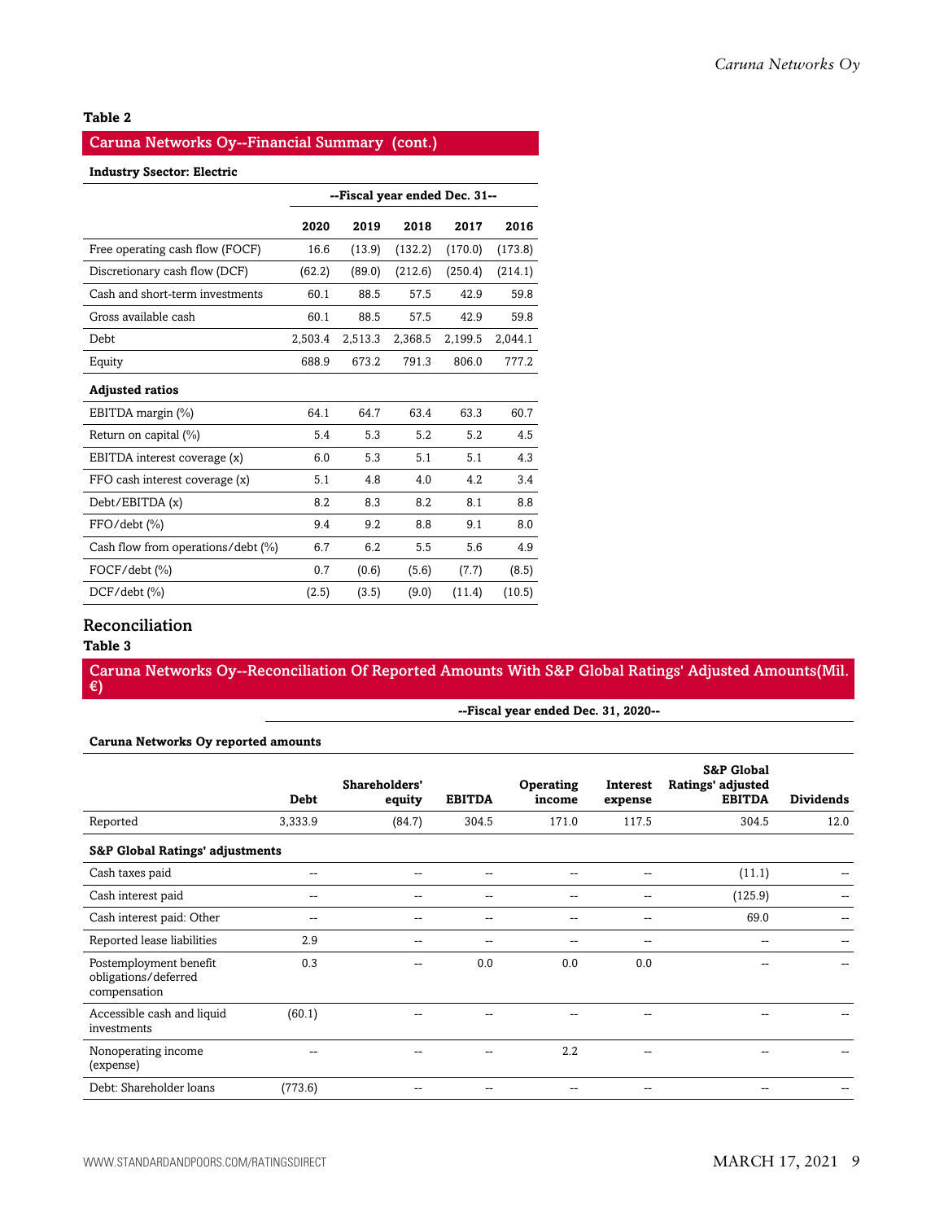**Table 2**

**Caruna Networks Oy--Financial Summary (cont.)**

**Industry Ssector: Electric**

| | --Fiscal year ended Dec. 31-- | | | | |
|---|---|---|---|---|---|
| | **2020** | **2019** | **2018** | **2017** | **2016** |
| Free operating cash flow (FOCF) | 16.6 | (13.9) | (132.2) | (170.0) | (173.8) |
| Discretionary cash flow (DCF) | (62.2) | (89.0) | (212.6) | (250.4) | (214.1) |
| Cash and short-term investments | 60.1 | 88.5 | 57.5 | 42.9 | 59.8 |
| Gross available cash | 60.1 | 88.5 | 57.5 | 42.9 | 59.8 |
| Debt | 2,503.4 | 2,513.3 | 2,368.5 | 2,199.5 | 2,044.1 |
| Equity | 688.9 | 673.2 | 791.3 | 806.0 | 777.2 |
| **Adjusted ratios** | | | | | |
| EBITDA margin (%) | 64.1 | 64.7 | 63.4 | 63.3 | 60.7 |
| Return on capital (%) | 5.4 | 5.3 | 5.2 | 5.2 | 4.5 |
| EBITDA interest coverage (x) | 6.0 | 5.3 | 5.1 | 5.1 | 4.3 |
| FFO cash interest coverage (x) | 5.1 | 4.8 | 4.0 | 4.2 | 3.4 |
| Debt/EBITDA (x) | 8.2 | 8.3 | 8.2 | 8.1 | 8.8 |
| FFO/debt (%) | 9.4 | 9.2 | 8.8 | 9.1 | 8.0 |
| Cash flow from operations/debt (%) | 6.7 | 6.2 | 5.5 | 5.6 | 4.9 |
| FOCF/debt (%) | 0.7 | (0.6) | (5.6) | (7.7) | (8.5) |
| DCF/debt (%) | (2.5) | (3.5) | (9.0) | (11.4) | (10.5) |

## Reconciliation

**Table 3**

**Caruna Networks Oy--Reconciliation Of Reported Amounts With S&P Global Ratings' Adjusted Amounts(Mil. €)**

| | --Fiscal year ended Dec. 31, 2020-- | | | | | | |
|---|---|---|---|---|---|---|---|
| **Caruna Networks Oy reported amounts** | | | | | | | |
| | **Debt** | **Shareholders' equity** | **EBITDA** | **Operating income** | **Interest expense** | **S&P Global Ratings' adjusted EBITDA** | **Dividends** |
| Reported | 3,333.9 | (84.7) | 304.5 | 171.0 | 117.5 | 304.5 | 12.0 |
| **S&P Global Ratings' adjustments** | | | | | | | |
| Cash taxes paid | -- | -- | -- | -- | -- | (11.1) | -- |
| Cash interest paid | -- | -- | -- | -- | -- | (125.9) | -- |
| Cash interest paid: Other | -- | -- | -- | -- | -- | 69.0 | -- |
| Reported lease liabilities | 2.9 | -- | -- | -- | -- | -- | -- |
| Postemployment benefit obligations/deferred compensation | 0.3 | -- | 0.0 | 0.0 | 0.0 | -- | -- |
| Accessible cash and liquid investments | (60.1) | -- | -- | -- | -- | -- | -- |
| Nonoperating income (expense) | -- | -- | -- | 2.2 | -- | -- | -- |
| Debt: Shareholder loans | (773.6) | -- | -- | -- | -- | -- | -- |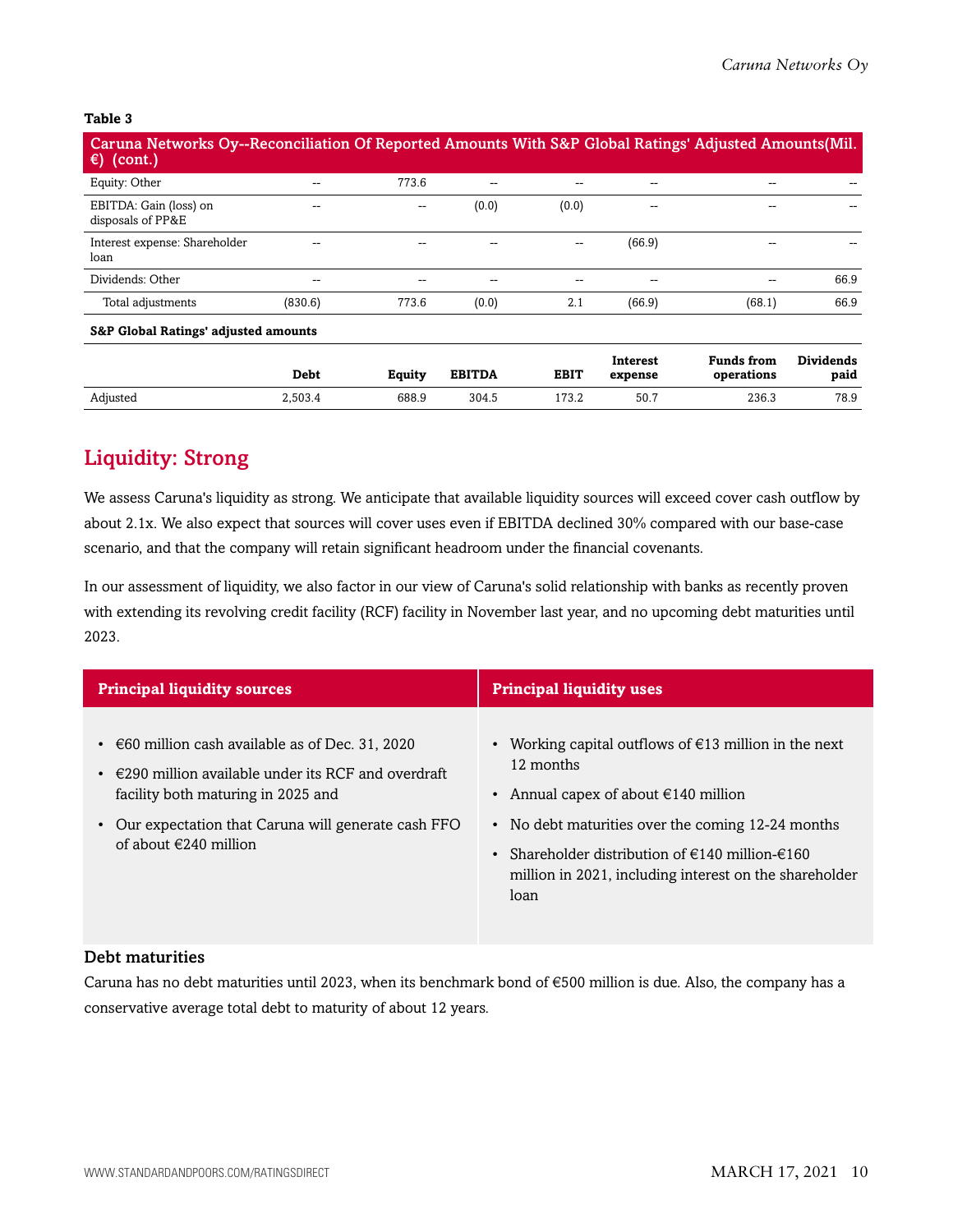**Table 3**

| Caruna Networks Oy--Reconciliation Of Reported Amounts With S&P Global Ratings' Adjusted Amounts(Mil. €) (cont.) | | | | | | | |
|---|---|---|---|---|---|---|---|
| Equity: Other | -- | 773.6 | -- | -- | -- | -- | -- |
| EBITDA: Gain (loss) on disposals of PP&E | -- | -- | (0.0) | (0.0) | -- | -- | -- |
| Interest expense: Shareholder loan | -- | -- | -- | -- | (66.9) | -- | -- |
| Dividends: Other | -- | -- | -- | -- | -- | -- | 66.9 |
| Total adjustments | (830.6) | 773.6 | (0.0) | 2.1 | (66.9) | (68.1) | 66.9 |
| **S&P Global Ratings' adjusted amounts** | | | | | | | |
| | **Debt** | **Equity** | **EBITDA** | **EBIT** | **Interest expense** | **Funds from operations** | **Dividends paid** |
| Adjusted | 2,503.4 | 688.9 | 304.5 | 173.2 | 50.7 | 236.3 | 78.9 |

## Liquidity: Strong

We assess Caruna's liquidity as strong. We anticipate that available liquidity sources will exceed cover cash outflow by about 2.1x. We also expect that sources will cover uses even if EBITDA declined 30% compared with our base-case scenario, and that the company will retain significant headroom under the financial covenants.

In our assessment of liquidity, we also factor in our view of Caruna's solid relationship with banks as recently proven with extending its revolving credit facility (RCF) facility in November last year, and no upcoming debt maturities until 2023.

| Principal liquidity sources | Principal liquidity uses |
|---|---|
| • €60 million cash available as of Dec. 31, 2020<br>• €290 million available under its RCF and overdraft facility both maturing in 2025 and<br>• Our expectation that Caruna will generate cash FFO of about €240 million | • Working capital outflows of €13 million in the next 12 months<br>• Annual capex of about €140 million<br>• No debt maturities over the coming 12-24 months<br>• Shareholder distribution of €140 million-€160 million in 2021, including interest on the shareholder loan |

### Debt maturities

Caruna has no debt maturities until 2023, when its benchmark bond of €500 million is due. Also, the company has a conservative average total debt to maturity of about 12 years.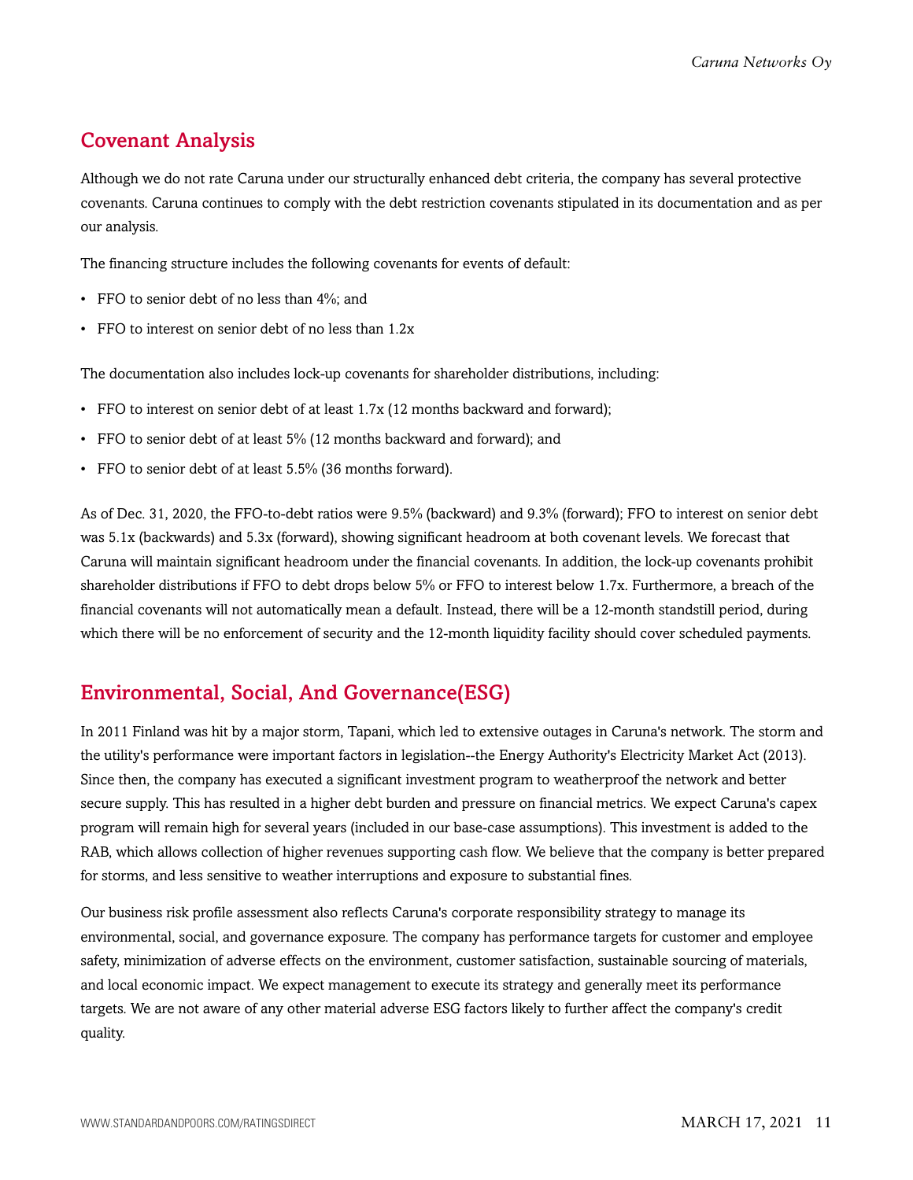## Covenant Analysis

Although we do not rate Caruna under our structurally enhanced debt criteria, the company has several protective covenants. Caruna continues to comply with the debt restriction covenants stipulated in its documentation and as per our analysis.

The financing structure includes the following covenants for events of default:

- FFO to senior debt of no less than 4%; and
- FFO to interest on senior debt of no less than 1.2x

The documentation also includes lock-up covenants for shareholder distributions, including:

- FFO to interest on senior debt of at least 1.7x (12 months backward and forward);
- FFO to senior debt of at least 5% (12 months backward and forward); and
- FFO to senior debt of at least 5.5% (36 months forward).

As of Dec. 31, 2020, the FFO-to-debt ratios were 9.5% (backward) and 9.3% (forward); FFO to interest on senior debt was 5.1x (backwards) and 5.3x (forward), showing significant headroom at both covenant levels. We forecast that Caruna will maintain significant headroom under the financial covenants. In addition, the lock-up covenants prohibit shareholder distributions if FFO to debt drops below 5% or FFO to interest below 1.7x. Furthermore, a breach of the financial covenants will not automatically mean a default. Instead, there will be a 12-month standstill period, during which there will be no enforcement of security and the 12-month liquidity facility should cover scheduled payments.

## Environmental, Social, And Governance(ESG)

In 2011 Finland was hit by a major storm, Tapani, which led to extensive outages in Caruna's network. The storm and the utility's performance were important factors in legislation--the Energy Authority's Electricity Market Act (2013). Since then, the company has executed a significant investment program to weatherproof the network and better secure supply. This has resulted in a higher debt burden and pressure on financial metrics. We expect Caruna's capex program will remain high for several years (included in our base-case assumptions). This investment is added to the RAB, which allows collection of higher revenues supporting cash flow. We believe that the company is better prepared for storms, and less sensitive to weather interruptions and exposure to substantial fines.

Our business risk profile assessment also reflects Caruna's corporate responsibility strategy to manage its environmental, social, and governance exposure. The company has performance targets for customer and employee safety, minimization of adverse effects on the environment, customer satisfaction, sustainable sourcing of materials, and local economic impact. We expect management to execute its strategy and generally meet its performance targets. We are not aware of any other material adverse ESG factors likely to further affect the company's credit quality.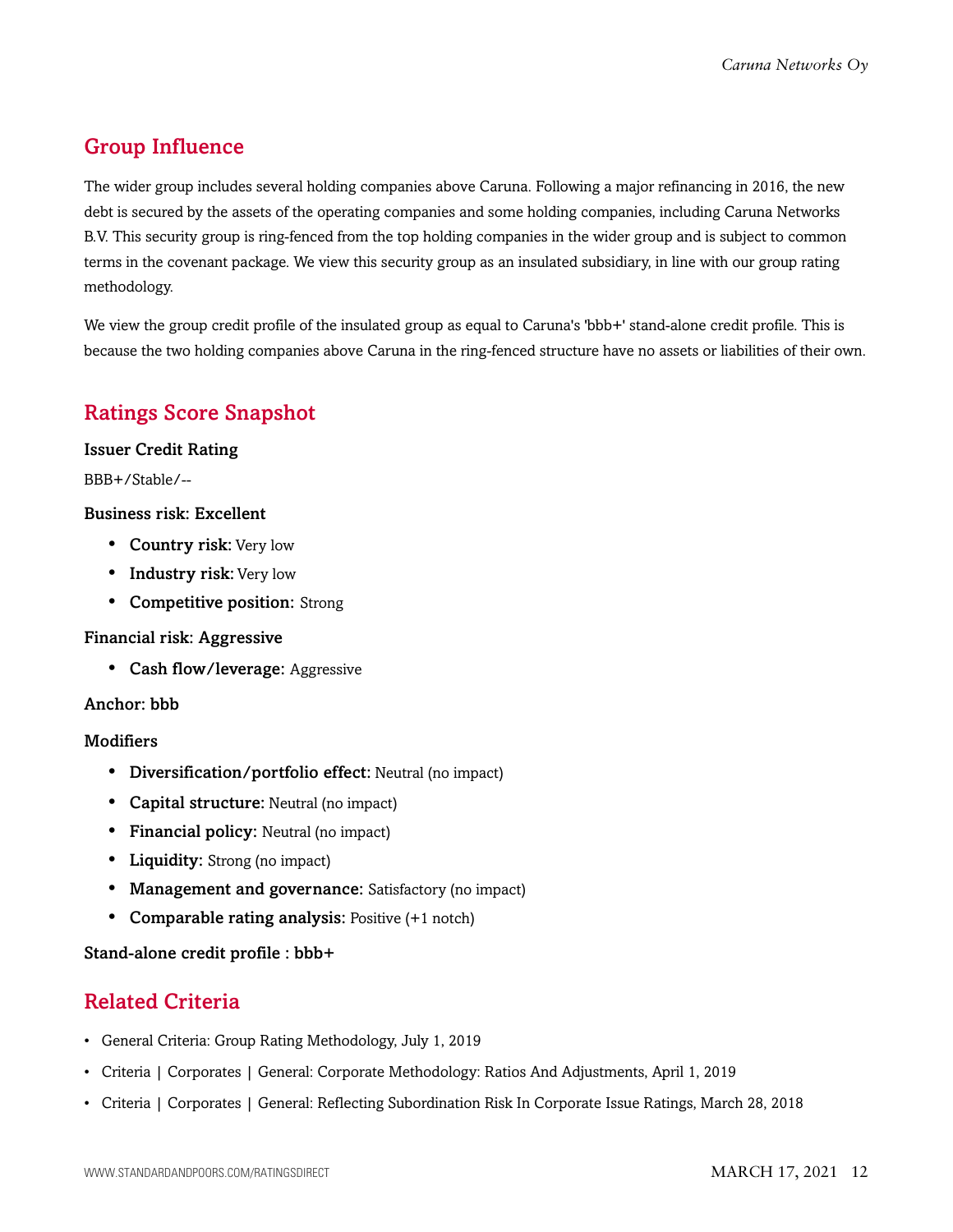## Group Influence

The wider group includes several holding companies above Caruna. Following a major refinancing in 2016, the new debt is secured by the assets of the operating companies and some holding companies, including Caruna Networks B.V. This security group is ring-fenced from the top holding companies in the wider group and is subject to common terms in the covenant package. We view this security group as an insulated subsidiary, in line with our group rating methodology.

We view the group credit profile of the insulated group as equal to Caruna's 'bbb+' stand-alone credit profile. This is because the two holding companies above Caruna in the ring-fenced structure have no assets or liabilities of their own.

## Ratings Score Snapshot

**Issuer Credit Rating**

BBB+/Stable/--

**Business risk: Excellent**

- **Country risk:** Very low
- **Industry risk:** Very low
- **Competitive position:** Strong

**Financial risk: Aggressive**

- **Cash flow/leverage:** Aggressive

**Anchor: bbb**

**Modifiers**

- **Diversification/portfolio effect:** Neutral (no impact)
- **Capital structure:** Neutral (no impact)
- **Financial policy:** Neutral (no impact)
- **Liquidity:** Strong (no impact)
- **Management and governance:** Satisfactory (no impact)
- **Comparable rating analysis:** Positive (+1 notch)

**Stand-alone credit profile : bbb+**

## Related Criteria

- General Criteria: Group Rating Methodology, July 1, 2019
- Criteria | Corporates | General: Corporate Methodology: Ratios And Adjustments, April 1, 2019
- Criteria | Corporates | General: Reflecting Subordination Risk In Corporate Issue Ratings, March 28, 2018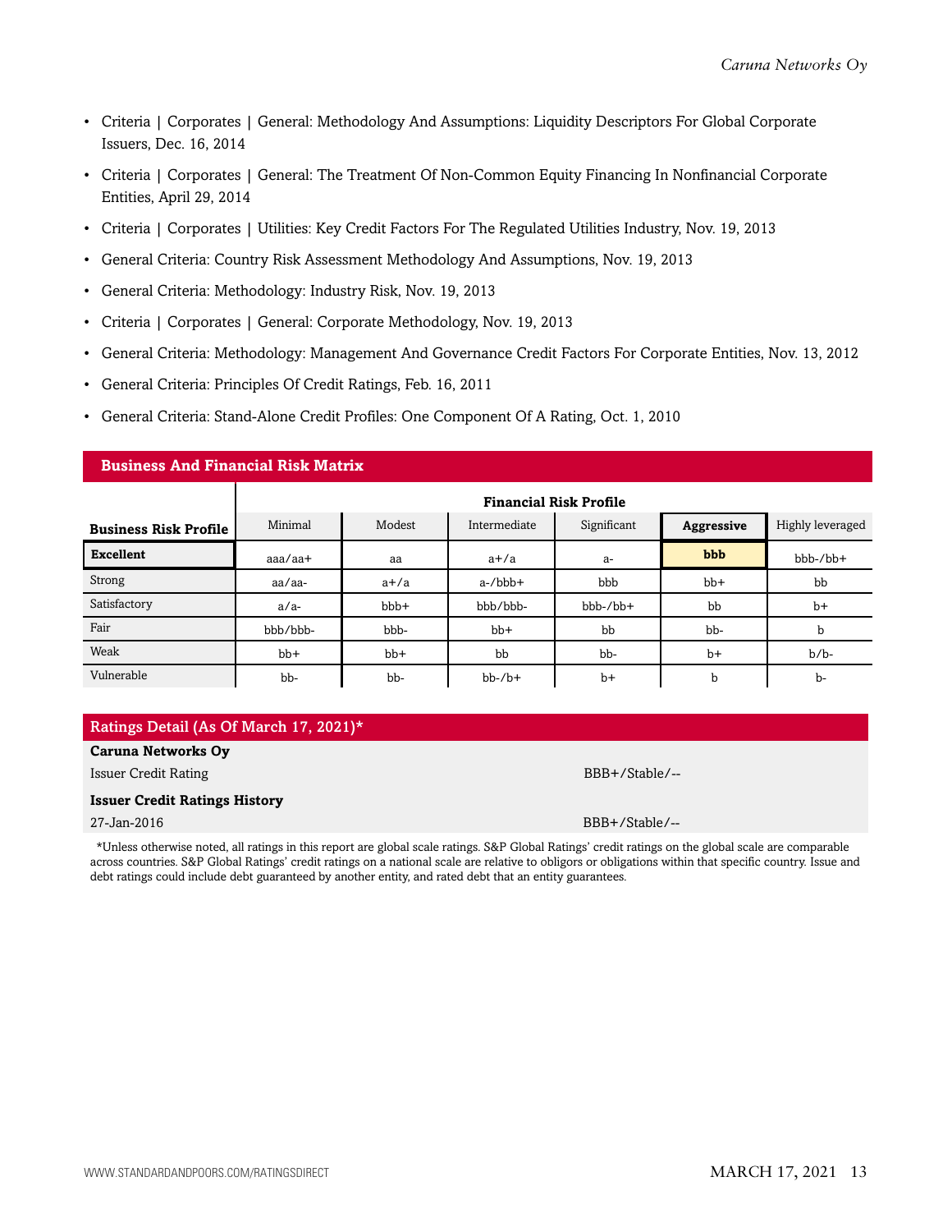- Criteria | Corporates | General: Methodology And Assumptions: Liquidity Descriptors For Global Corporate Issuers, Dec. 16, 2014
- Criteria | Corporates | General: The Treatment Of Non-Common Equity Financing In Nonfinancial Corporate Entities, April 29, 2014
- Criteria | Corporates | Utilities: Key Credit Factors For The Regulated Utilities Industry, Nov. 19, 2013
- General Criteria: Country Risk Assessment Methodology And Assumptions, Nov. 19, 2013
- General Criteria: Methodology: Industry Risk, Nov. 19, 2013
- Criteria | Corporates | General: Corporate Methodology, Nov. 19, 2013
- General Criteria: Methodology: Management And Governance Credit Factors For Corporate Entities, Nov. 13, 2012
- General Criteria: Principles Of Credit Ratings, Feb. 16, 2011
- General Criteria: Stand-Alone Credit Profiles: One Component Of A Rating, Oct. 1, 2010

## Business And Financial Risk Matrix

| | Financial Risk Profile | | | | | |
|---|---|---|---|---|---|---|
| **Business Risk Profile** | Minimal | Modest | Intermediate | Significant | **Aggressive** | Highly leveraged |
| **Excellent** | aaa/aa+ | aa | a+/a | a- | **bbb** | bbb-/bb+ |
| Strong | aa/aa- | a+/a | a-/bbb+ | bbb | bb+ | bb |
| Satisfactory | a/a- | bbb+ | bbb/bbb- | bbb-/bb+ | bb | b+ |
| Fair | bbb/bbb- | bbb- | bb+ | bb | bb- | b |
| Weak | bb+ | bb+ | bb | bb- | b+ | b/b- |
| Vulnerable | bb- | bb- | bb-/b+ | b+ | b | b- |

## Ratings Detail (As Of March 17, 2021)*

| | |
|---|---|
| **Caruna Networks Oy** | |
| Issuer Credit Rating | BBB+/Stable/-- |
| **Issuer Credit Ratings History** | |
| 27-Jan-2016 | BBB+/Stable/-- |

*Unless otherwise noted, all ratings in this report are global scale ratings. S&P Global Ratings' credit ratings on the global scale are comparable across countries. S&P Global Ratings' credit ratings on a national scale are relative to obligors or obligations within that specific country. Issue and debt ratings could include debt guaranteed by another entity, and rated debt that an entity guarantees.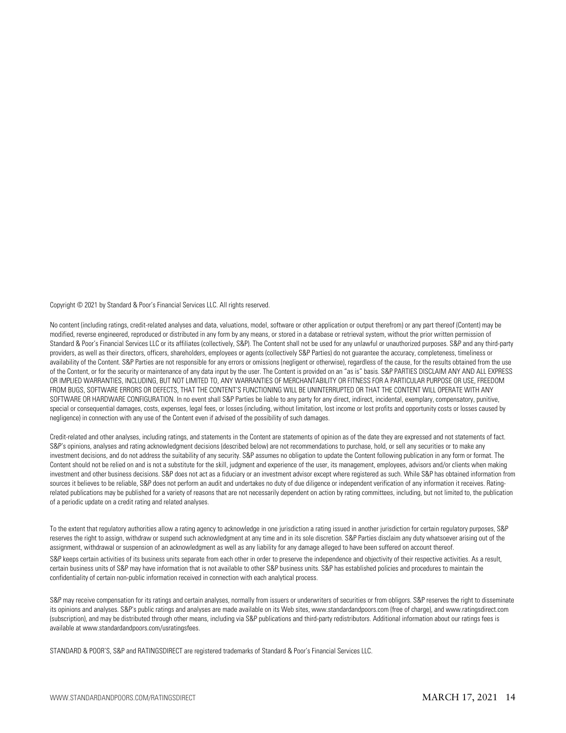Copyright © 2021 by Standard & Poor's Financial Services LLC. All rights reserved.

No content (including ratings, credit-related analyses and data, valuations, model, software or other application or output therefrom) or any part thereof (Content) may be modified, reverse engineered, reproduced or distributed in any form by any means, or stored in a database or retrieval system, without the prior written permission of Standard & Poor's Financial Services LLC or its affiliates (collectively, S&P). The Content shall not be used for any unlawful or unauthorized purposes. S&P and any third-party providers, as well as their directors, officers, shareholders, employees or agents (collectively S&P Parties) do not guarantee the accuracy, completeness, timeliness or availability of the Content. S&P Parties are not responsible for any errors or omissions (negligent or otherwise), regardless of the cause, for the results obtained from the use of the Content, or for the security or maintenance of any data input by the user. The Content is provided on an "as is" basis. S&P PARTIES DISCLAIM ANY AND ALL EXPRESS OR IMPLIED WARRANTIES, INCLUDING, BUT NOT LIMITED TO, ANY WARRANTIES OF MERCHANTABILITY OR FITNESS FOR A PARTICULAR PURPOSE OR USE, FREEDOM FROM BUGS, SOFTWARE ERRORS OR DEFECTS, THAT THE CONTENT'S FUNCTIONING WILL BE UNINTERRUPTED OR THAT THE CONTENT WILL OPERATE WITH ANY SOFTWARE OR HARDWARE CONFIGURATION. In no event shall S&P Parties be liable to any party for any direct, indirect, incidental, exemplary, compensatory, punitive, special or consequential damages, costs, expenses, legal fees, or losses (including, without limitation, lost income or lost profits and opportunity costs or losses caused by negligence) in connection with any use of the Content even if advised of the possibility of such damages.

Credit-related and other analyses, including ratings, and statements in the Content are statements of opinion as of the date they are expressed and not statements of fact. S&P's opinions, analyses and rating acknowledgment decisions (described below) are not recommendations to purchase, hold, or sell any securities or to make any investment decisions, and do not address the suitability of any security. S&P assumes no obligation to update the Content following publication in any form or format. The Content should not be relied on and is not a substitute for the skill, judgment and experience of the user, its management, employees, advisors and/or clients when making investment and other business decisions. S&P does not act as a fiduciary or an investment advisor except where registered as such. While S&P has obtained information from sources it believes to be reliable, S&P does not perform an audit and undertakes no duty of due diligence or independent verification of any information it receives. Rating-related publications may be published for a variety of reasons that are not necessarily dependent on action by rating committees, including, but not limited to, the publication of a periodic update on a credit rating and related analyses.

To the extent that regulatory authorities allow a rating agency to acknowledge in one jurisdiction a rating issued in another jurisdiction for certain regulatory purposes, S&P reserves the right to assign, withdraw or suspend such acknowledgment at any time and in its sole discretion. S&P Parties disclaim any duty whatsoever arising out of the assignment, withdrawal or suspension of an acknowledgment as well as any liability for any damage alleged to have been suffered on account thereof.

S&P keeps certain activities of its business units separate from each other in order to preserve the independence and objectivity of their respective activities. As a result, certain business units of S&P may have information that is not available to other S&P business units. S&P has established policies and procedures to maintain the confidentiality of certain non-public information received in connection with each analytical process.

S&P may receive compensation for its ratings and certain analyses, normally from issuers or underwriters of securities or from obligors. S&P reserves the right to disseminate its opinions and analyses. S&P's public ratings and analyses are made available on its Web sites, www.standardandpoors.com (free of charge), and www.ratingsdirect.com (subscription), and may be distributed through other means, including via S&P publications and third-party redistributors. Additional information about our ratings fees is available at www.standardandpoors.com/usratingsfees.

STANDARD & POOR'S, S&P and RATINGSDIRECT are registered trademarks of Standard & Poor's Financial Services LLC.